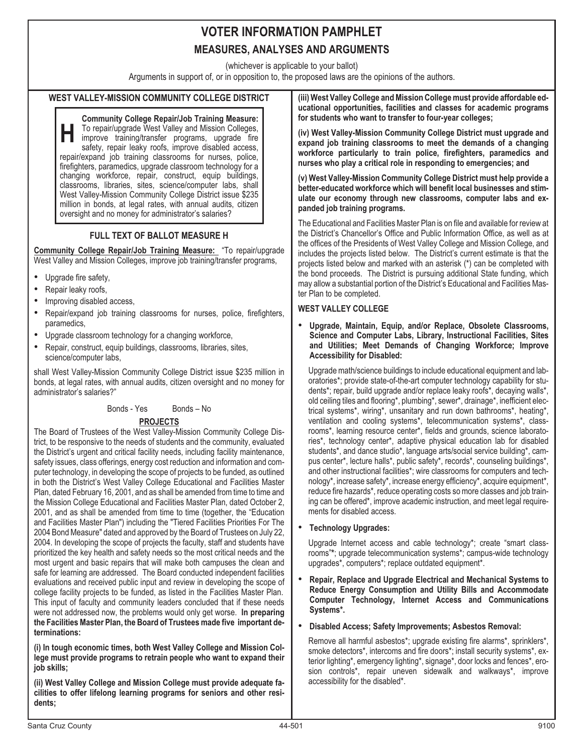# VOTER INFORMATION PAMPHLET

## MEASURES, ANALYSES AND ARGUMENTS

(whichever is applicable to your ballot)

Arguments in support of, or in opposition to, the proposed laws are the opinions of the authors.

### WEST VALLEY-MISSION COMMUNITY COLLEGE DISTRICT

**H** **Community College Repair/Job Training Measure:** To repair/upgrade West Valley and Mission Colleges, improve training/transfer programs, upgrade fire safety, repair leaky roofs, improve disabled access, repair/expand job training classrooms for nurses, police, firefighters, paramedics, upgrade classroom technology for a changing workforce, repair, construct, equip buildings, classrooms, libraries, sites, science/computer labs, shall West Valley-Mission Community College District issue $235 million in bonds, at legal rates, with annual audits, citizen oversight and no money for administrator's salaries?

### FULL TEXT OF BALLOT MEASURE H

**Community College Repair/Job Training Measure:** "To repair/upgrade West Valley and Mission Colleges, improve job training/transfer programs,

- Upgrade fire safety,
- Repair leaky roofs,
- Improving disabled access,
- Repair/expand job training classrooms for nurses, police, firefighters, paramedics,
- Upgrade classroom technology for a changing workforce,
- Repair, construct, equip buildings, classrooms, libraries, sites, science/computer labs,

shall West Valley-Mission Community College District issue $235 million in bonds, at legal rates, with annual audits, citizen oversight and no money for administrator's salaries?"

Bonds - Yes Bonds – No

**PROJECTS**

The Board of Trustees of the West Valley-Mission Community College District, to be responsive to the needs of students and the community, evaluated the District's urgent and critical facility needs, including facility maintenance, safety issues, class offerings, energy cost reduction and information and computer technology, in developing the scope of projects to be funded, as outlined in both the District's West Valley College Educational and Facilities Master Plan, dated February 16, 2001, and as shall be amended from time to time and the Mission College Educational and Facilities Master Plan, dated October 2, 2001, and as shall be amended from time to time (together, the "Education and Facilities Master Plan") including the "Tiered Facilities Priorities For The 2004 Bond Measure" dated and approved by the Board of Trustees on July 22, 2004. In developing the scope of projects the faculty, staff and students have prioritized the key health and safety needs so the most critical needs and the most urgent and basic repairs that will make both campuses the clean and safe for learning are addressed. The Board conducted independent facilities evaluations and received public input and review in developing the scope of college facility projects to be funded, as listed in the Facilities Master Plan. This input of faculty and community leaders concluded that if these needs were not addressed now, the problems would only get worse. **In preparing the Facilities Master Plan, the Board of Trustees made five important determinations:**

**(i) In tough economic times, both West Valley College and Mission College must provide programs to retrain people who want to expand their job skills;**

**(ii) West Valley College and Mission College must provide adequate facilities to offer lifelong learning programs for seniors and other residents;**

**(iii) West Valley College and Mission College must provide affordable educational opportunities, facilities and classes for academic programs for students who want to transfer to four-year colleges;**

**(iv) West Valley-Mission Community College District must upgrade and expand job training classrooms to meet the demands of a changing workforce particularly to train police, firefighters, paramedics and nurses who play a critical role in responding to emergencies; and**

**(v) West Valley-Mission Community College District must help provide a better-educated workforce which will benefit local businesses and stimulate our economy through new classrooms, computer labs and expanded job training programs.**

The Educational and Facilities Master Plan is on file and available for review at the District's Chancellor's Office and Public Information Office, as well as at the offices of the Presidents of West Valley College and Mission College, and includes the projects listed below. The District's current estimate is that the projects listed below and marked with an asterisk (*) can be completed with the bond proceeds. The District is pursuing additional State funding, which may allow a substantial portion of the District's Educational and Facilities Master Plan to be completed.

**WEST VALLEY COLLEGE**

- **Upgrade, Maintain, Equip, and/or Replace, Obsolete Classrooms, Science and Computer Labs, Library, Instructional Facilities, Sites and Utilities; Meet Demands of Changing Workforce; Improve Accessibility for Disabled:**

  Upgrade math/science buildings to include educational equipment and laboratories*; provide state-of-the-art computer technology capability for students*; repair, build upgrade and/or replace leaky roofs*, decaying walls*, old ceiling tiles and flooring*, plumbing*, sewer*, drainage*, inefficient electrical systems*, wiring*, unsanitary and run down bathrooms*, heating*, ventilation and cooling systems*, telecommunication systems*, classrooms*, learning resource center*, fields and grounds, science laboratories*, technology center*, adaptive physical education lab for disabled students*, and dance studio*, language arts/social service building*, campus center*, lecture halls*, public safety*, records*, counseling buildings*, and other instructional facilities*; wire classrooms for computers and technology*, increase safety*, increase energy efficiency*, acquire equipment*, reduce fire hazards*, reduce operating costs so more classes and job training can be offered*, improve academic instruction, and meet legal requirements for disabled access.

- **Technology Upgrades:**

  Upgrade Internet access and cable technology*; create "smart classrooms"*; upgrade telecommunication systems*; campus-wide technology upgrades*, computers*; replace outdated equipment*.

- **Repair, Replace and Upgrade Electrical and Mechanical Systems to Reduce Energy Consumption and Utility Bills and Accommodate Computer Technology, Internet Access and Communications Systems*.**

- **Disabled Access; Safety Improvements; Asbestos Removal:**

  Remove all harmful asbestos*; upgrade existing fire alarms*, sprinklers*, smoke detectors*, intercoms and fire doors*; install security systems*, exterior lighting*, emergency lighting*, signage*, door locks and fences*, erosion controls*, repair uneven sidewalk and walkways*, improve accessibility for the disabled*.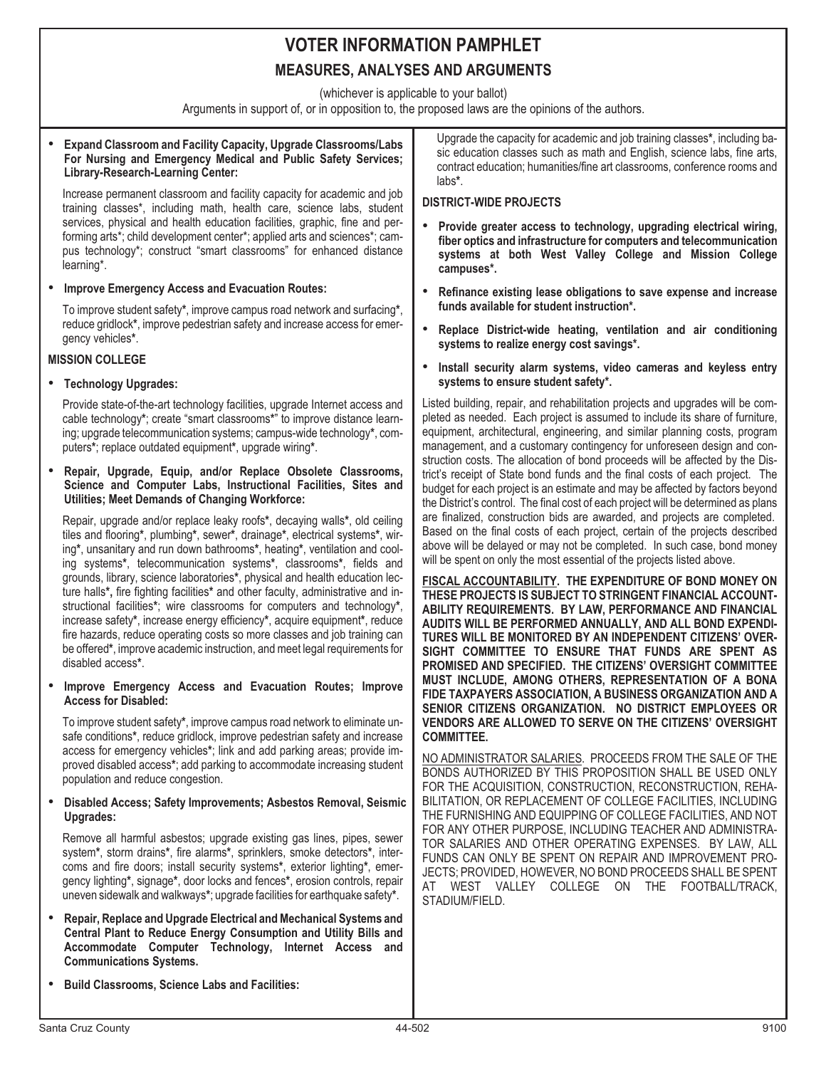# VOTER INFORMATION PAMPHLET

## MEASURES, ANALYSES AND ARGUMENTS

(whichever is applicable to your ballot)

Arguments in support of, or in opposition to, the proposed laws are the opinions of the authors.

- **Expand Classroom and Facility Capacity, Upgrade Classrooms/Labs For Nursing and Emergency Medical and Public Safety Services; Library-Research-Learning Center:**

  Increase permanent classroom and facility capacity for academic and job training classes*, including math, health care, science labs, student services, physical and health education facilities, graphic, fine and performing arts*; child development center*; applied arts and sciences*; campus technology*; construct "smart classrooms" for enhanced distance learning*.

- **Improve Emergency Access and Evacuation Routes:**

  To improve student safety*, improve campus road network and surfacing*, reduce gridlock*, improve pedestrian safety and increase access for emergency vehicles*.

**MISSION COLLEGE**

- **Technology Upgrades:**

  Provide state-of-the-art technology facilities, upgrade Internet access and cable technology*; create "smart classrooms*" to improve distance learning; upgrade telecommunication systems; campus-wide technology*, computers*; replace outdated equipment*, upgrade wiring*.

- **Repair, Upgrade, Equip, and/or Replace Obsolete Classrooms, Science and Computer Labs, Instructional Facilities, Sites and Utilities; Meet Demands of Changing Workforce:**

  Repair, upgrade and/or replace leaky roofs*, decaying walls*, old ceiling tiles and flooring*, plumbing*, sewer*, drainage*, electrical systems*, wiring*, unsanitary and run down bathrooms*, heating*, ventilation and cooling systems*, telecommunication systems*, classrooms*, fields and grounds, library, science laboratories*, physical and health education lecture halls*, fire fighting facilities* and other faculty, administrative and instructional facilities*; wire classrooms for computers and technology*, increase safety*, increase energy efficiency*, acquire equipment*, reduce fire hazards, reduce operating costs so more classes and job training can be offered*, improve academic instruction, and meet legal requirements for disabled access*.

- **Improve Emergency Access and Evacuation Routes; Improve Access for Disabled:**

  To improve student safety*, improve campus road network to eliminate unsafe conditions*, reduce gridlock, improve pedestrian safety and increase access for emergency vehicles*; link and add parking areas; provide improved disabled access*; add parking to accommodate increasing student population and reduce congestion.

- **Disabled Access; Safety Improvements; Asbestos Removal, Seismic Upgrades:**

  Remove all harmful asbestos; upgrade existing gas lines, pipes, sewer system*, storm drains*, fire alarms*, sprinklers, smoke detectors*, intercoms and fire doors; install security systems*, exterior lighting*, emergency lighting*, signage*, door locks and fences*, erosion controls, repair uneven sidewalk and walkways*; upgrade facilities for earthquake safety*.

- **Repair, Replace and Upgrade Electrical and Mechanical Systems and Central Plant to Reduce Energy Consumption and Utility Bills and Accommodate Computer Technology, Internet Access and Communications Systems.**

- **Build Classrooms, Science Labs and Facilities:**

  Upgrade the capacity for academic and job training classes*, including basic education classes such as math and English, science labs, fine arts, contract education; humanities/fine art classrooms, conference rooms and labs*.

**DISTRICT-WIDE PROJECTS**

- **Provide greater access to technology, upgrading electrical wiring, fiber optics and infrastructure for computers and telecommunication systems at both West Valley College and Mission College campuses*.**
- **Refinance existing lease obligations to save expense and increase funds available for student instruction*.**
- **Replace District-wide heating, ventilation and air conditioning systems to realize energy cost savings*.**
- **Install security alarm systems, video cameras and keyless entry systems to ensure student safety*.**

Listed building, repair, and rehabilitation projects and upgrades will be completed as needed. Each project is assumed to include its share of furniture, equipment, architectural, engineering, and similar planning costs, program management, and a customary contingency for unforeseen design and construction costs. The allocation of bond proceeds will be affected by the District's receipt of State bond funds and the final costs of each project. The budget for each project is an estimate and may be affected by factors beyond the District's control. The final cost of each project will be determined as plans are finalized, construction bids are awarded, and projects are completed. Based on the final costs of each project, certain of the projects described above will be delayed or may not be completed. In such case, bond money will be spent on only the most essential of the projects listed above.

**FISCAL ACCOUNTABILITY. THE EXPENDITURE OF BOND MONEY ON THESE PROJECTS IS SUBJECT TO STRINGENT FINANCIAL ACCOUNTABILITY REQUIREMENTS. BY LAW, PERFORMANCE AND FINANCIAL AUDITS WILL BE PERFORMED ANNUALLY, AND ALL BOND EXPENDITURES WILL BE MONITORED BY AN INDEPENDENT CITIZENS' OVERSIGHT COMMITTEE TO ENSURE THAT FUNDS ARE SPENT AS PROMISED AND SPECIFIED. THE CITIZENS' OVERSIGHT COMMITTEE MUST INCLUDE, AMONG OTHERS, REPRESENTATION OF A BONA FIDE TAXPAYERS ASSOCIATION, A BUSINESS ORGANIZATION AND A SENIOR CITIZENS ORGANIZATION. NO DISTRICT EMPLOYEES OR VENDORS ARE ALLOWED TO SERVE ON THE CITIZENS' OVERSIGHT COMMITTEE.**

NO ADMINISTRATOR SALARIES. PROCEEDS FROM THE SALE OF THE BONDS AUTHORIZED BY THIS PROPOSITION SHALL BE USED ONLY FOR THE ACQUISITION, CONSTRUCTION, RECONSTRUCTION, REHABILITATION, OR REPLACEMENT OF COLLEGE FACILITIES, INCLUDING THE FURNISHING AND EQUIPPING OF COLLEGE FACILITIES, AND NOT FOR ANY OTHER PURPOSE, INCLUDING TEACHER AND ADMINISTRATOR SALARIES AND OTHER OPERATING EXPENSES. BY LAW, ALL FUNDS CAN ONLY BE SPENT ON REPAIR AND IMPROVEMENT PROJECTS; PROVIDED, HOWEVER, NO BOND PROCEEDS SHALL BE SPENT AT WEST VALLEY COLLEGE ON THE FOOTBALL/TRACK, STADIUM/FIELD.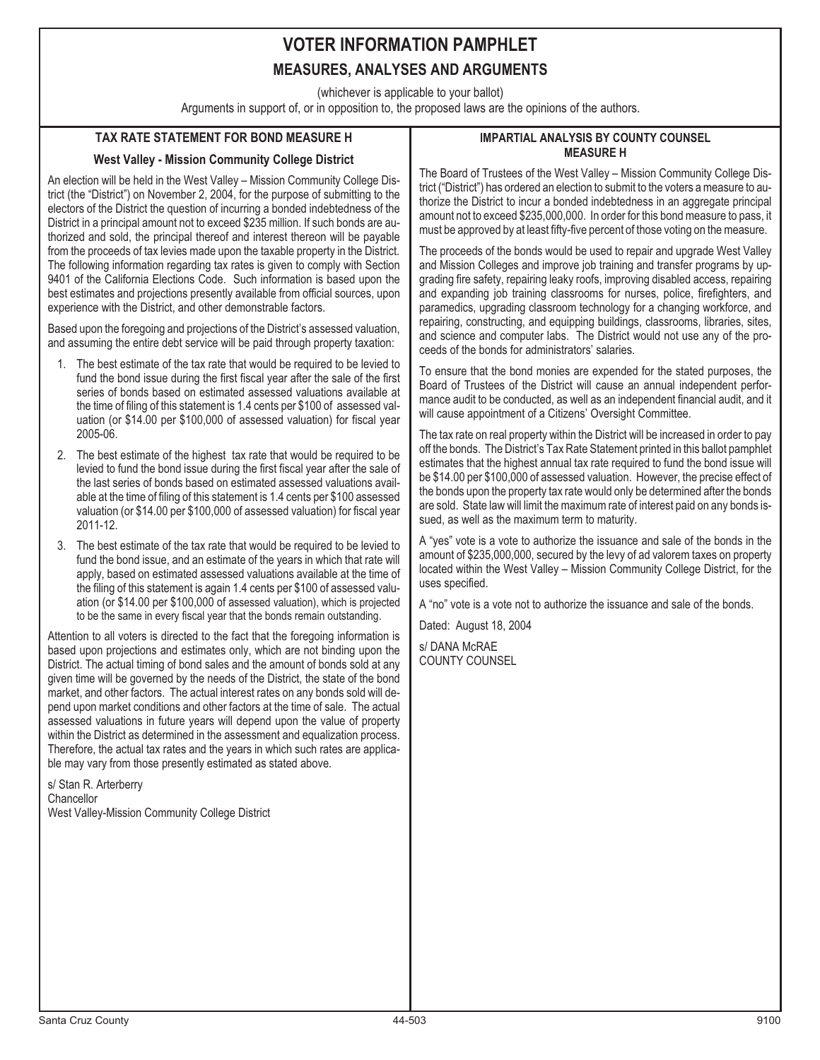# VOTER INFORMATION PAMPHLET

## MEASURES, ANALYSES AND ARGUMENTS

(whichever is applicable to your ballot)

Arguments in support of, or in opposition to, the proposed laws are the opinions of the authors.

### TAX RATE STATEMENT FOR BOND MEASURE H

**West Valley - Mission Community College District**

An election will be held in the West Valley – Mission Community College District (the "District") on November 2, 2004, for the purpose of submitting to the electors of the District the question of incurring a bonded indebtedness of the District in a principal amount not to exceed $235 million. If such bonds are authorized and sold, the principal thereof and interest thereon will be payable from the proceeds of tax levies made upon the taxable property in the District. The following information regarding tax rates is given to comply with Section 9401 of the California Elections Code. Such information is based upon the best estimates and projections presently available from official sources, upon experience with the District, and other demonstrable factors.

Based upon the foregoing and projections of the District's assessed valuation, and assuming the entire debt service will be paid through property taxation:

1. The best estimate of the tax rate that would be required to be levied to fund the bond issue during the first fiscal year after the sale of the first series of bonds based on estimated assessed valuations available at the time of filing of this statement is 1.4 cents per $100 of assessed valuation (or $14.00 per $100,000 of assessed valuation) for fiscal year 2005-06.
2. The best estimate of the highest tax rate that would be required to be levied to fund the bond issue during the first fiscal year after the sale of the last series of bonds based on estimated assessed valuations available at the time of filing of this statement is 1.4 cents per $100 assessed valuation (or $14.00 per $100,000 of assessed valuation) for fiscal year 2011-12.
3. The best estimate of the tax rate that would be required to be levied to fund the bond issue, and an estimate of the years in which that rate will apply, based on estimated assessed valuations available at the time of the filing of this statement is again 1.4 cents per $100 of assessed valuation (or $14.00 per $100,000 of assessed valuation), which is projected to be the same in every fiscal year that the bonds remain outstanding.

Attention to all voters is directed to the fact that the foregoing information is based upon projections and estimates only, which are not binding upon the District. The actual timing of bond sales and the amount of bonds sold at any given time will be governed by the needs of the District, the state of the bond market, and other factors. The actual interest rates on any bonds sold will depend upon market conditions and other factors at the time of sale. The actual assessed valuations in future years will depend upon the value of property within the District as determined in the assessment and equalization process. Therefore, the actual tax rates and the years in which such rates are applicable may vary from those presently estimated as stated above.

s/ Stan R. Arterberry
Chancellor
West Valley-Mission Community College District

### IMPARTIAL ANALYSIS BY COUNTY COUNSEL MEASURE H

The Board of Trustees of the West Valley – Mission Community College District ("District") has ordered an election to submit to the voters a measure to authorize the District to incur a bonded indebtedness in an aggregate principal amount not to exceed $235,000,000. In order for this bond measure to pass, it must be approved by at least fifty-five percent of those voting on the measure.

The proceeds of the bonds would be used to repair and upgrade West Valley and Mission Colleges and improve job training and transfer programs by upgrading fire safety, repairing leaky roofs, improving disabled access, repairing and expanding job training classrooms for nurses, police, firefighters, and paramedics, upgrading classroom technology for a changing workforce, and repairing, constructing, and equipping buildings, classrooms, libraries, sites, and science and computer labs. The District would not use any of the proceeds of the bonds for administrators' salaries.

To ensure that the bond monies are expended for the stated purposes, the Board of Trustees of the District will cause an annual independent performance audit to be conducted, as well as an independent financial audit, and it will cause appointment of a Citizens' Oversight Committee.

The tax rate on real property within the District will be increased in order to pay off the bonds. The District's Tax Rate Statement printed in this ballot pamphlet estimates that the highest annual tax rate required to fund the bond issue will be $14.00 per $100,000 of assessed valuation. However, the precise effect of the bonds upon the property tax rate would only be determined after the bonds are sold. State law will limit the maximum rate of interest paid on any bonds issued, as well as the maximum term to maturity.

A "yes" vote is a vote to authorize the issuance and sale of the bonds in the amount of $235,000,000, secured by the levy of ad valorem taxes on property located within the West Valley – Mission Community College District, for the uses specified.

A "no" vote is a vote not to authorize the issuance and sale of the bonds.

Dated: August 18, 2004

s/ DANA McRAE
COUNTY COUNSEL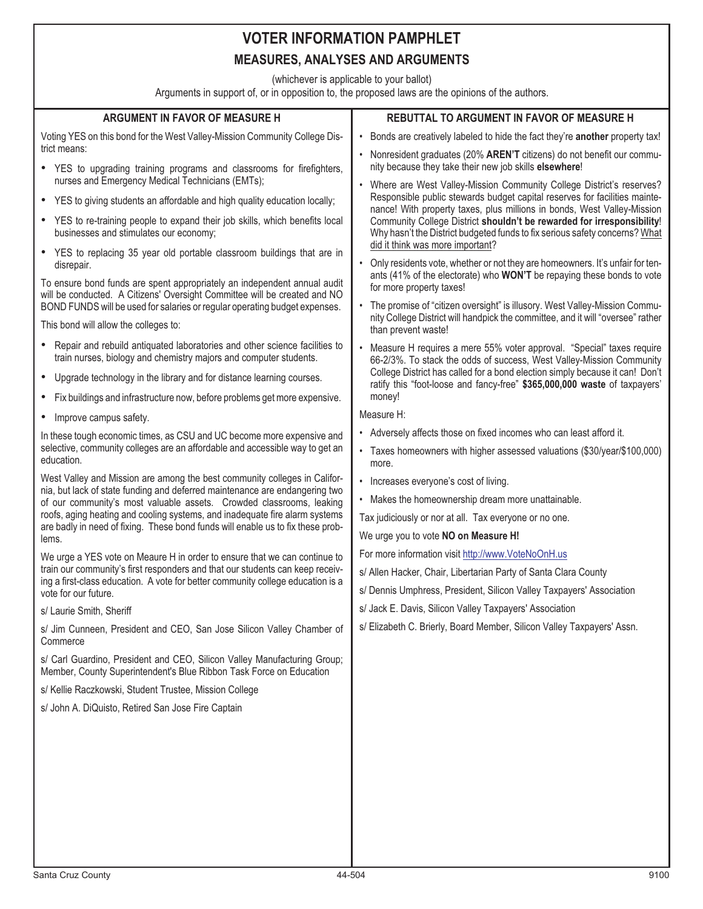# VOTER INFORMATION PAMPHLET

## MEASURES, ANALYSES AND ARGUMENTS

(whichever is applicable to your ballot)

Arguments in support of, or in opposition to, the proposed laws are the opinions of the authors.

### ARGUMENT IN FAVOR OF MEASURE H

Voting YES on this bond for the West Valley-Mission Community College District means:

- YES to upgrading training programs and classrooms for firefighters, nurses and Emergency Medical Technicians (EMTs);
- YES to giving students an affordable and high quality education locally;
- YES to re-training people to expand their job skills, which benefits local businesses and stimulates our economy;
- YES to replacing 35 year old portable classroom buildings that are in disrepair.

To ensure bond funds are spent appropriately an independent annual audit will be conducted. A Citizens' Oversight Committee will be created and NO BOND FUNDS will be used for salaries or regular operating budget expenses.

This bond will allow the colleges to:

- Repair and rebuild antiquated laboratories and other science facilities to train nurses, biology and chemistry majors and computer students.
- Upgrade technology in the library and for distance learning courses.
- Fix buildings and infrastructure now, before problems get more expensive.
- Improve campus safety.

In these tough economic times, as CSU and UC become more expensive and selective, community colleges are an affordable and accessible way to get an education.

West Valley and Mission are among the best community colleges in California, but lack of state funding and deferred maintenance are endangering two of our community's most valuable assets. Crowded classrooms, leaking roofs, aging heating and cooling systems, and inadequate fire alarm systems are badly in need of fixing. These bond funds will enable us to fix these problems.

We urge a YES vote on Meaure H in order to ensure that we can continue to train our community's first responders and that our students can keep receiving a first-class education. A vote for better community college education is a vote for our future.

s/ Laurie Smith, Sheriff

s/ Jim Cunneen, President and CEO, San Jose Silicon Valley Chamber of Commerce

s/ Carl Guardino, President and CEO, Silicon Valley Manufacturing Group; Member, County Superintendent's Blue Ribbon Task Force on Education

s/ Kellie Raczkowski, Student Trustee, Mission College

s/ John A. DiQuisto, Retired San Jose Fire Captain

### REBUTTAL TO ARGUMENT IN FAVOR OF MEASURE H

- Bonds are creatively labeled to hide the fact they're **another** property tax!
- Nonresident graduates (20% **AREN'T** citizens) do not benefit our community because they take their new job skills **elsewhere**!
- Where are West Valley-Mission Community College District's reserves? Responsible public stewards budget capital reserves for facilities maintenance! With property taxes, plus millions in bonds, West Valley-Mission Community College District **shouldn't be rewarded for irresponsibility**! Why hasn't the District budgeted funds to fix serious safety concerns? What did it think was more important?
- Only residents vote, whether or not they are homeowners. It's unfair for tenants (41% of the electorate) who **WON'T** be repaying these bonds to vote for more property taxes!
- The promise of "citizen oversight" is illusory. West Valley-Mission Community College District will handpick the committee, and it will "oversee" rather than prevent waste!
- Measure H requires a mere 55% voter approval. "Special" taxes require 66-2/3%. To stack the odds of success, West Valley-Mission Community College District has called for a bond election simply because it can! Don't ratify this "foot-loose and fancy-free" **$365,000,000 waste** of taxpayers' money!

Measure H:

- Adversely affects those on fixed incomes who can least afford it.
- Taxes homeowners with higher assessed valuations ($30/year/$100,000) more.
- Increases everyone's cost of living.
- Makes the homeownership dream more unattainable.

Tax judiciously or nor at all. Tax everyone or no one.

We urge you to vote **NO on Measure H!**

For more information visit http://www.VoteNoOnH.us

s/ Allen Hacker, Chair, Libertarian Party of Santa Clara County

s/ Dennis Umphress, President, Silicon Valley Taxpayers' Association

s/ Jack E. Davis, Silicon Valley Taxpayers' Association

s/ Elizabeth C. Brierly, Board Member, Silicon Valley Taxpayers' Assn.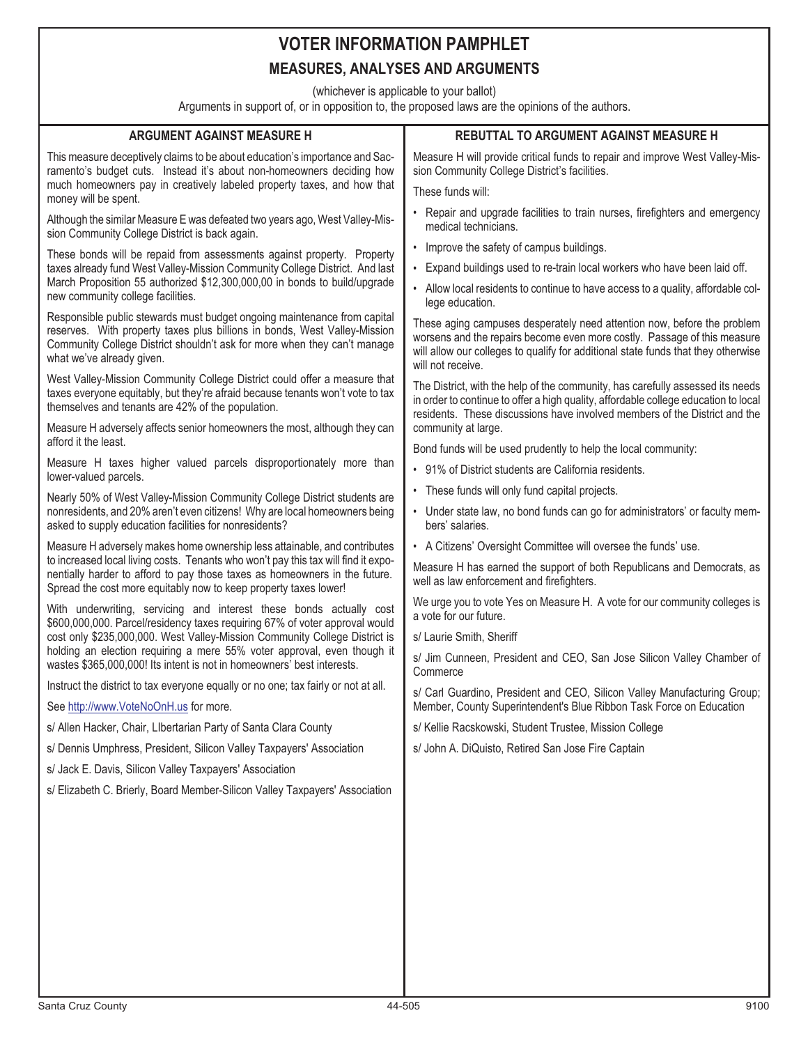# VOTER INFORMATION PAMPHLET

## MEASURES, ANALYSES AND ARGUMENTS

(whichever is applicable to your ballot)

Arguments in support of, or in opposition to, the proposed laws are the opinions of the authors.

### ARGUMENT AGAINST MEASURE H

This measure deceptively claims to be about education's importance and Sacramento's budget cuts. Instead it's about non-homeowners deciding how much homeowners pay in creatively labeled property taxes, and how that money will be spent.

Although the similar Measure E was defeated two years ago, West Valley-Mission Community College District is back again.

These bonds will be repaid from assessments against property. Property taxes already fund West Valley-Mission Community College District. And last March Proposition 55 authorized $12,300,000,00 in bonds to build/upgrade new community college facilities.

Responsible public stewards must budget ongoing maintenance from capital reserves. With property taxes plus billions in bonds, West Valley-Mission Community College District shouldn't ask for more when they can't manage what we've already given.

West Valley-Mission Community College District could offer a measure that taxes everyone equitably, but they're afraid because tenants won't vote to tax themselves and tenants are 42% of the population.

Measure H adversely affects senior homeowners the most, although they can afford it the least.

Measure H taxes higher valued parcels disproportionately more than lower-valued parcels.

Nearly 50% of West Valley-Mission Community College District students are nonresidents, and 20% aren't even citizens! Why are local homeowners being asked to supply education facilities for nonresidents?

Measure H adversely makes home ownership less attainable, and contributes to increased local living costs. Tenants who won't pay this tax will find it exponentially harder to afford to pay those taxes as homeowners in the future. Spread the cost more equitably now to keep property taxes lower!

With underwriting, servicing and interest these bonds actually cost $600,000,000. Parcel/residency taxes requiring 67% of voter approval would cost only $235,000,000. West Valley-Mission Community College District is holding an election requiring a mere 55% voter approval, even though it wastes $365,000,000! Its intent is not in homeowners' best interests.

Instruct the district to tax everyone equally or no one; tax fairly or not at all.

See http://www.VoteNoOnH.us for more.

s/ Allen Hacker, Chair, LIbertarian Party of Santa Clara County

s/ Dennis Umphress, President, Silicon Valley Taxpayers' Association

s/ Jack E. Davis, Silicon Valley Taxpayers' Association

s/ Elizabeth C. Brierly, Board Member-Silicon Valley Taxpayers' Association

### REBUTTAL TO ARGUMENT AGAINST MEASURE H

Measure H will provide critical funds to repair and improve West Valley-Mission Community College District's facilities.

These funds will:

- Repair and upgrade facilities to train nurses, firefighters and emergency medical technicians.
- Improve the safety of campus buildings.
- Expand buildings used to re-train local workers who have been laid off.
- Allow local residents to continue to have access to a quality, affordable college education.

These aging campuses desperately need attention now, before the problem worsens and the repairs become even more costly. Passage of this measure will allow our colleges to qualify for additional state funds that they otherwise will not receive.

The District, with the help of the community, has carefully assessed its needs in order to continue to offer a high quality, affordable college education to local residents. These discussions have involved members of the District and the community at large.

Bond funds will be used prudently to help the local community:

- 91% of District students are California residents.
- These funds will only fund capital projects.
- Under state law, no bond funds can go for administrators' or faculty members' salaries.
- A Citizens' Oversight Committee will oversee the funds' use.

Measure H has earned the support of both Republicans and Democrats, as well as law enforcement and firefighters.

We urge you to vote Yes on Measure H. A vote for our community colleges is a vote for our future.

s/ Laurie Smith, Sheriff

s/ Jim Cunneen, President and CEO, San Jose Silicon Valley Chamber of Commerce

s/ Carl Guardino, President and CEO, Silicon Valley Manufacturing Group; Member, County Superintendent's Blue Ribbon Task Force on Education

s/ Kellie Racskowski, Student Trustee, Mission College

s/ John A. DiQuisto, Retired San Jose Fire Captain